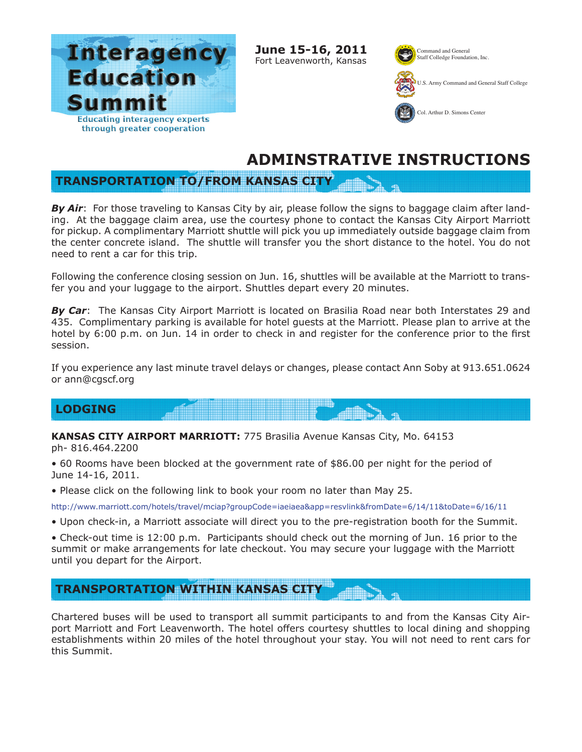# Interagency Education Summit

Educating interagency experts through greater cooperation

**June 15-16, 2011**
Fort Leavenworth, Kansas

Command and General Staff College Foundation, Inc.

U.S. Army Command and General Staff College

Col. Arthur D. Simons Center

# ADMINSTRATIVE INSTRUCTIONS

## TRANSPORTATION TO/FROM KANSAS CITY

***By Air***: For those traveling to Kansas City by air, please follow the signs to baggage claim after landing. At the baggage claim area, use the courtesy phone to contact the Kansas City Airport Marriott for pickup. A complimentary Marriott shuttle will pick you up immediately outside baggage claim from the center concrete island. The shuttle will transfer you the short distance to the hotel. You do not need to rent a car for this trip.

Following the conference closing session on Jun. 16, shuttles will be available at the Marriott to transfer you and your luggage to the airport. Shuttles depart every 20 minutes.

***By Car***: The Kansas City Airport Marriott is located on Brasilia Road near both Interstates 29 and 435. Complimentary parking is available for hotel guests at the Marriott. Please plan to arrive at the hotel by 6:00 p.m. on Jun. 14 in order to check in and register for the conference prior to the first session.

If you experience any last minute travel delays or changes, please contact Ann Soby at 913.651.0624 or ann@cgscf.org

## LODGING

**KANSAS CITY AIRPORT MARRIOTT:** 775 Brasilia Avenue Kansas City, Mo. 64153
ph- 816.464.2200

- 60 Rooms have been blocked at the government rate of $86.00 per night for the period of June 14-16, 2011.
- Please click on the following link to book your room no later than May 25.

http://www.marriott.com/hotels/travel/mciap?groupCode=iaeiaea&app=resvlink&fromDate=6/14/11&toDate=6/16/11

- Upon check-in, a Marriott associate will direct you to the pre-registration booth for the Summit.
- Check-out time is 12:00 p.m. Participants should check out the morning of Jun. 16 prior to the summit or make arrangements for late checkout. You may secure your luggage with the Marriott until you depart for the Airport.

## TRANSPORTATION WITHIN KANSAS CITY

Chartered buses will be used to transport all summit participants to and from the Kansas City Airport Marriott and Fort Leavenworth. The hotel offers courtesy shuttles to local dining and shopping establishments within 20 miles of the hotel throughout your stay. You will not need to rent cars for this Summit.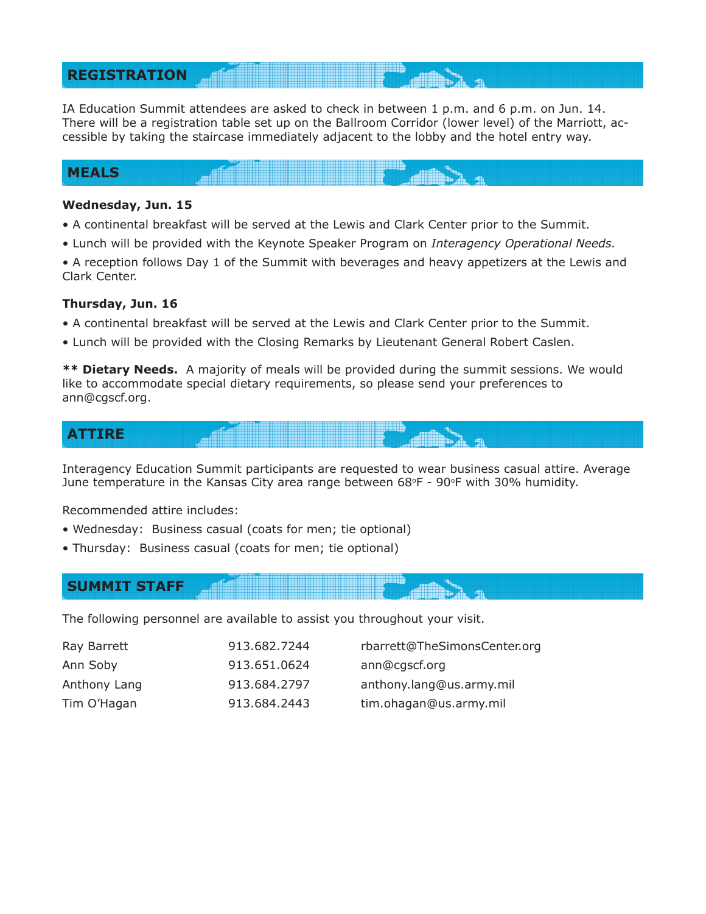## REGISTRATION

IA Education Summit attendees are asked to check in between 1 p.m. and 6 p.m. on Jun. 14. There will be a registration table set up on the Ballroom Corridor (lower level) of the Marriott, accessible by taking the staircase immediately adjacent to the lobby and the hotel entry way.

## MEALS

**Wednesday, Jun. 15**

- A continental breakfast will be served at the Lewis and Clark Center prior to the Summit.
- Lunch will be provided with the Keynote Speaker Program on *Interagency Operational Needs.*
- A reception follows Day 1 of the Summit with beverages and heavy appetizers at the Lewis and Clark Center.

**Thursday, Jun. 16**

- A continental breakfast will be served at the Lewis and Clark Center prior to the Summit.
- Lunch will be provided with the Closing Remarks by Lieutenant General Robert Caslen.

**\*\* Dietary Needs.** A majority of meals will be provided during the summit sessions. We would like to accommodate special dietary requirements, so please send your preferences to ann@cgscf.org.

## ATTIRE

Interagency Education Summit participants are requested to wear business casual attire. Average June temperature in the Kansas City area range between 68°F - 90°F with 30% humidity.

Recommended attire includes:

- Wednesday: Business casual (coats for men; tie optional)
- Thursday: Business casual (coats for men; tie optional)

## SUMMIT STAFF

The following personnel are available to assist you throughout your visit.

| | | |
|---|---|---|
| Ray Barrett | 913.682.7244 | rbarrett@TheSimonsCenter.org |
| Ann Soby | 913.651.0624 | ann@cgscf.org |
| Anthony Lang | 913.684.2797 | anthony.lang@us.army.mil |
| Tim O'Hagan | 913.684.2443 | tim.ohagan@us.army.mil |